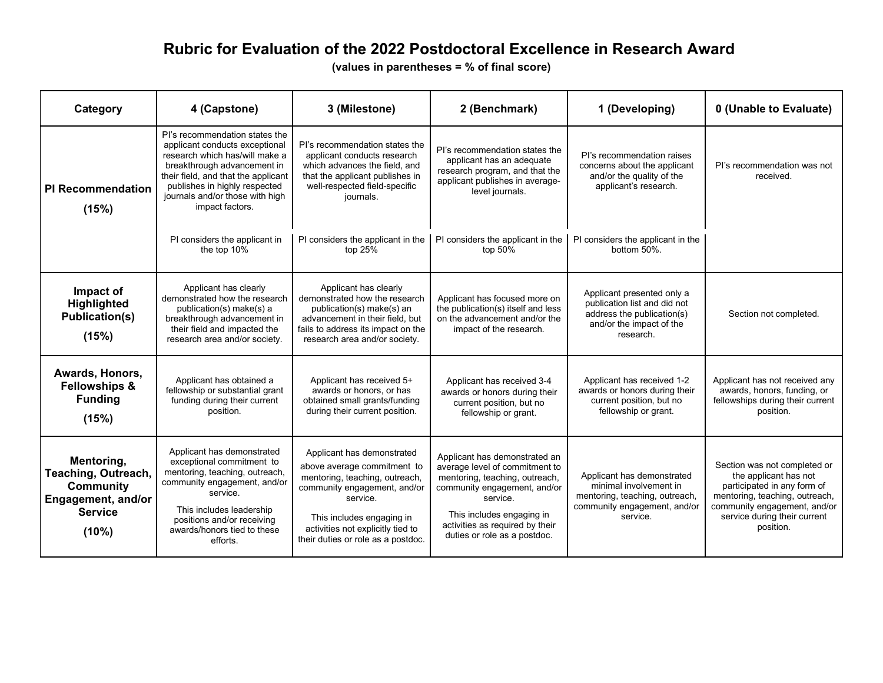# Rubric for Evaluation of the 2022 Postdoctoral Excellence in Research Award

**(values in parentheses = % of final score)**

| Category | 4 (Capstone) | 3 (Milestone) | 2 (Benchmark) | 1 (Developing) | 0 (Unable to Evaluate) |
|---|---|---|---|---|---|
| **PI Recommendation (15%)** | PI's recommendation states the applicant conducts exceptional research which has/will make a breakthrough advancement in their field, and that the applicant publishes in highly respected journals and/or those with high impact factors.<br><br>PI considers the applicant in the top 10% | PI's recommendation states the applicant conducts research which advances the field, and that the applicant publishes in well-respected field-specific journals.<br><br>PI considers the applicant in the top 25% | PI's recommendation states the applicant has an adequate research program, and that the applicant publishes in average-level journals.<br><br>PI considers the applicant in the top 50% | PI's recommendation raises concerns about the applicant and/or the quality of the applicant's research.<br><br>PI considers the applicant in the bottom 50%. | PI's recommendation was not received. |
| **Impact of Highlighted Publication(s) (15%)** | Applicant has clearly demonstrated how the research publication(s) make(s) a breakthrough advancement in their field and impacted the research area and/or society. | Applicant has clearly demonstrated how the research publication(s) make(s) an advancement in their field, but fails to address its impact on the research area and/or society. | Applicant has focused more on the publication(s) itself and less on the advancement and/or the impact of the research. | Applicant presented only a publication list and did not address the publication(s) and/or the impact of the research. | Section not completed. |
| **Awards, Honors, Fellowships & Funding (15%)** | Applicant has obtained a fellowship or substantial grant funding during their current position. | Applicant has received 5+ awards or honors, or has obtained small grants/funding during their current position. | Applicant has received 3-4 awards or honors during their current position, but no fellowship or grant. | Applicant has received 1-2 awards or honors during their current position, but no fellowship or grant. | Applicant has not received any awards, honors, funding, or fellowships during their current position. |
| **Mentoring, Teaching, Outreach, Community Engagement, and/or Service (10%)** | Applicant has demonstrated exceptional commitment to mentoring, teaching, outreach, community engagement, and/or service.<br><br>This includes leadership positions and/or receiving awards/honors tied to these efforts. | Applicant has demonstrated above average commitment to mentoring, teaching, outreach, community engagement, and/or service.<br><br>This includes engaging in activities not explicitly tied to their duties or role as a postdoc. | Applicant has demonstrated an average level of commitment to mentoring, teaching, outreach, community engagement, and/or service.<br><br>This includes engaging in activities as required by their duties or role as a postdoc. | Applicant has demonstrated minimal involvement in mentoring, teaching, outreach, community engagement, and/or service. | Section was not completed or the applicant has not participated in any form of mentoring, teaching, outreach, community engagement, and/or service during their current position. |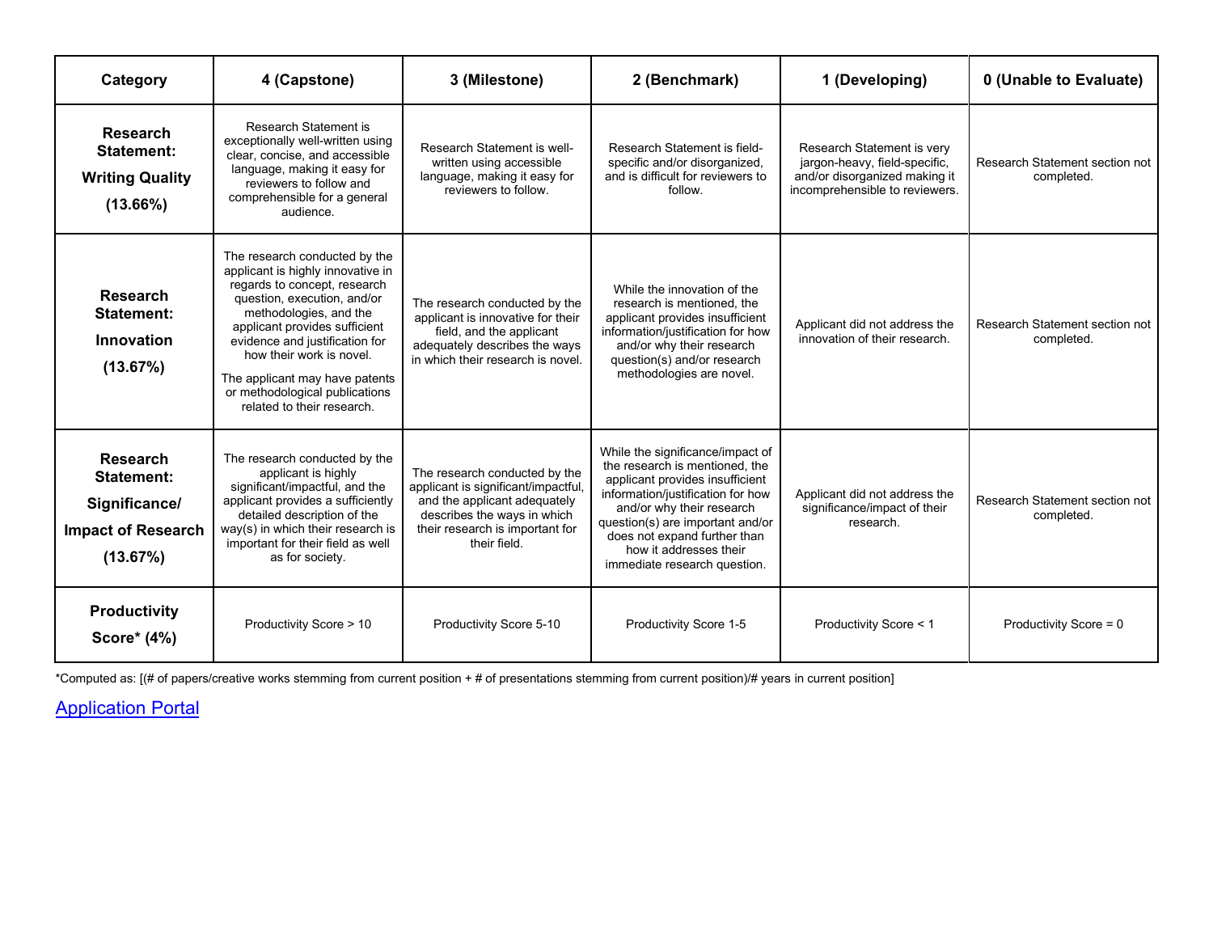| Category | 4 (Capstone) | 3 (Milestone) | 2 (Benchmark) | 1 (Developing) | 0 (Unable to Evaluate) |
|---|---|---|---|---|---|
| **Research Statement: Writing Quality (13.66%)** | Research Statement is exceptionally well-written using clear, concise, and accessible language, making it easy for reviewers to follow and comprehensible for a general audience. | Research Statement is well-written using accessible language, making it easy for reviewers to follow. | Research Statement is field-specific and/or disorganized, and is difficult for reviewers to follow. | Research Statement is very jargon-heavy, field-specific, and/or disorganized making it incomprehensible to reviewers. | Research Statement section not completed. |
| **Research Statement: Innovation (13.67%)** | The research conducted by the applicant is highly innovative in regards to concept, research question, execution, and/or methodologies, and the applicant provides sufficient evidence and justification for how their work is novel. The applicant may have patents or methodological publications related to their research. | The research conducted by the applicant is innovative for their field, and the applicant adequately describes the ways in which their research is novel. | While the innovation of the research is mentioned, the applicant provides insufficient information/justification for how and/or why their research question(s) and/or research methodologies are novel. | Applicant did not address the innovation of their research. | Research Statement section not completed. |
| **Research Statement: Significance/ Impact of Research (13.67%)** | The research conducted by the applicant is highly significant/impactful, and the applicant provides a sufficiently detailed description of the way(s) in which their research is important for their field as well as for society. | The research conducted by the applicant is significant/impactful, and the applicant adequately describes the ways in which their research is important for their field. | While the significance/impact of the research is mentioned, the applicant provides insufficient information/justification for how and/or why their research question(s) are important and/or does not expand further than how it addresses their immediate research question. | Applicant did not address the significance/impact of their research. | Research Statement section not completed. |
| **Productivity Score* (4%)** | Productivity Score > 10 | Productivity Score 5-10 | Productivity Score 1-5 | Productivity Score < 1 | Productivity Score = 0 |

*Computed as: [(# of papers/creative works stemming from current position + # of presentations stemming from current position)/# years in current position]

Application Portal